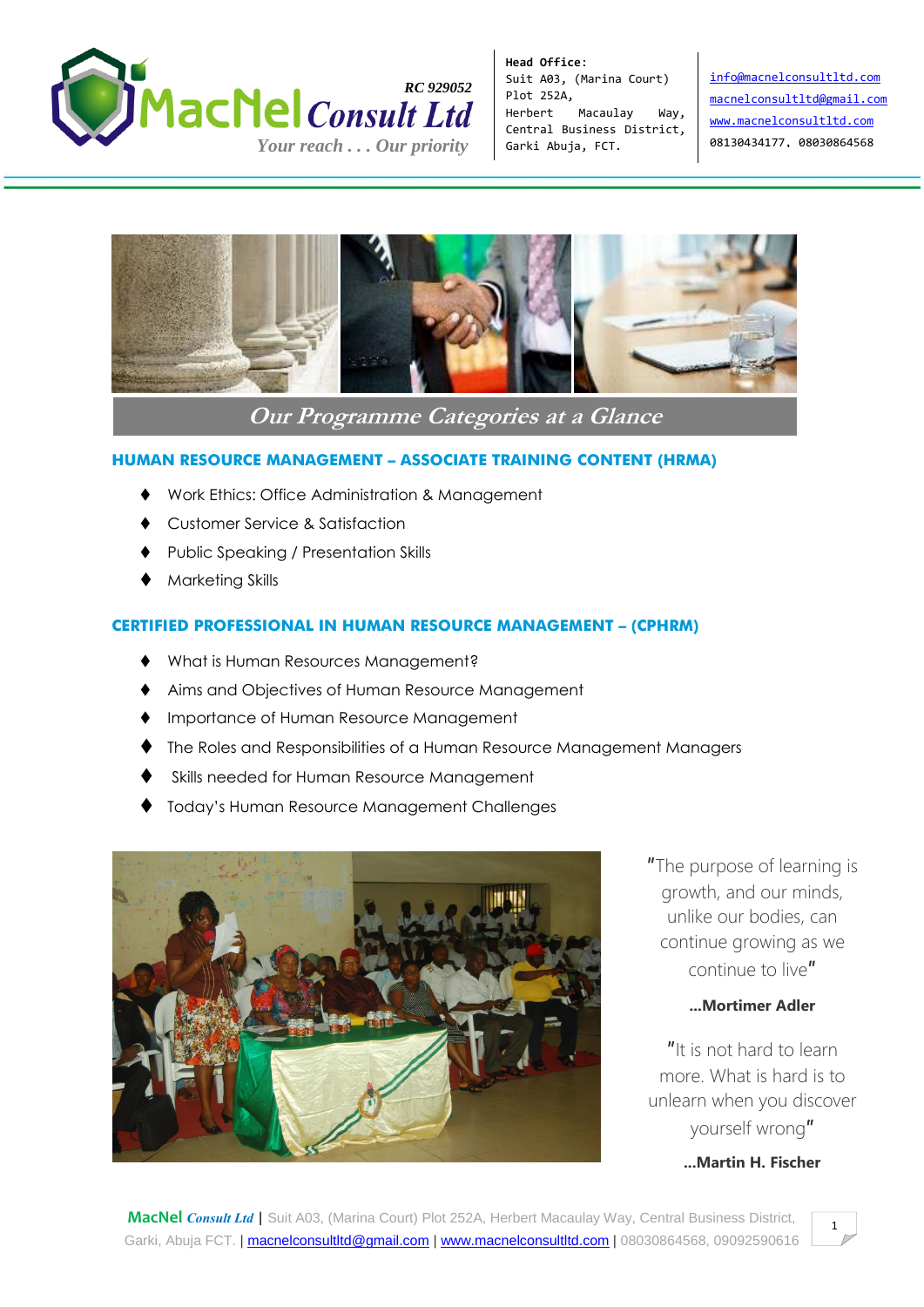MacNel Consult Ltd RC 929052

*Your reach . . . Our priority*

**Head Office:**
Suit A03, (Marina Court)
Plot 252A,
Herbert Macaulay Way,
Central Business District,
Garki Abuja, FCT.

info@macnelconsultltd.com
macnelconsultltd@gmail.com
www.macnelconsultltd.com
08130434177, 08030864568

# *Our Programme Categories at a Glance*

## HUMAN RESOURCE MANAGEMENT – ASSOCIATE TRAINING CONTENT (HRMA)

- Work Ethics: Office Administration & Management
- Customer Service & Satisfaction
- Public Speaking / Presentation Skills
- Marketing Skills

## CERTIFIED PROFESSIONAL IN HUMAN RESOURCE MANAGEMENT – (CPHRM)

- What is Human Resources Management?
- Aims and Objectives of Human Resource Management
- Importance of Human Resource Management
- The Roles and Responsibilities of a Human Resource Management Managers
- Skills needed for Human Resource Management
- Today's Human Resource Management Challenges

"The purpose of learning is growth, and our minds, unlike our bodies, can continue growing as we continue to live"

**...Mortimer Adler**

"It is not hard to learn more. What is hard is to unlearn when you discover yourself wrong"

**...Martin H. Fischer**

MacNel *Consult Ltd* | Suit A03, (Marina Court) Plot 252A, Herbert Macaulay Way, Central Business District, Garki, Abuja FCT. | macnelconsultltd@gmail.com | www.macnelconsultltd.com | 08030864568, 09092590616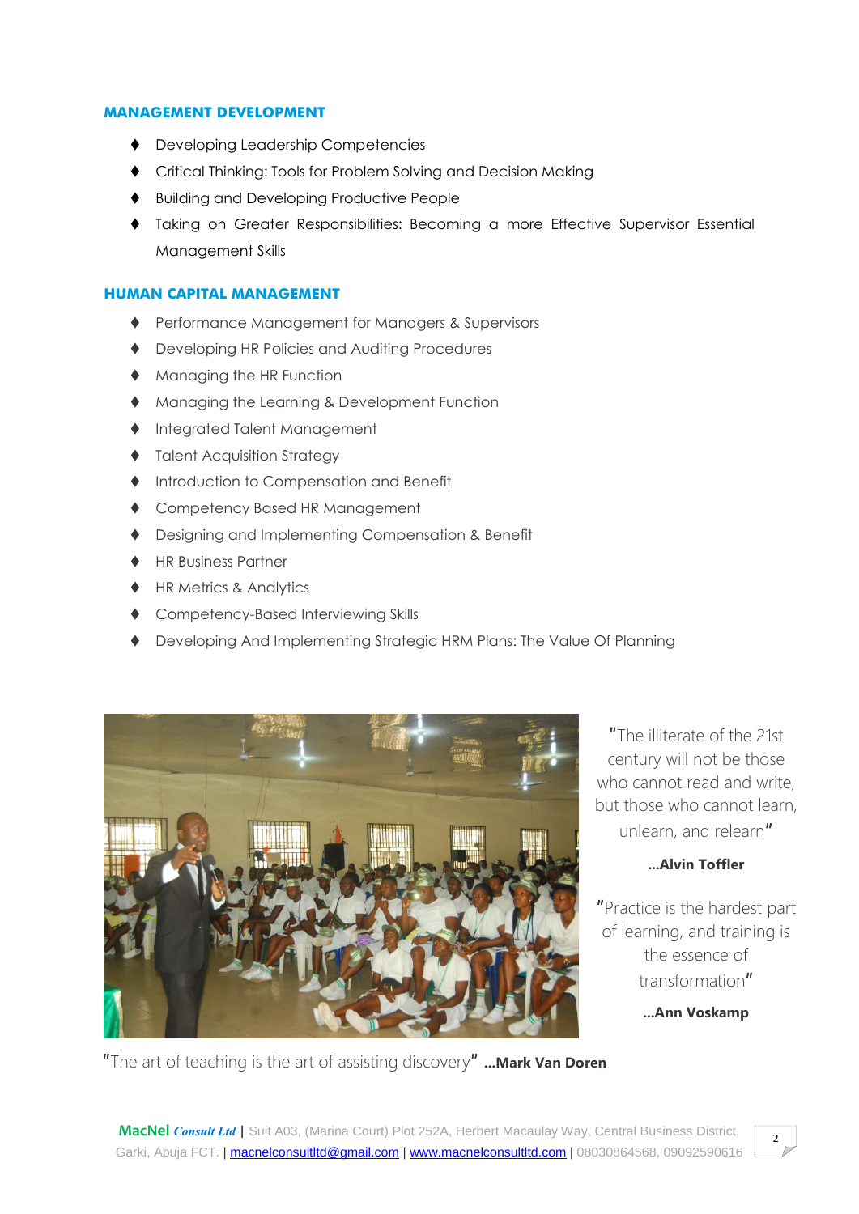## MANAGEMENT DEVELOPMENT

- Developing Leadership Competencies
- Critical Thinking: Tools for Problem Solving and Decision Making
- Building and Developing Productive People
- Taking on Greater Responsibilities: Becoming a more Effective Supervisor Essential Management Skills

## HUMAN CAPITAL MANAGEMENT

- Performance Management for Managers & Supervisors
- Developing HR Policies and Auditing Procedures
- Managing the HR Function
- Managing the Learning & Development Function
- Integrated Talent Management
- Talent Acquisition Strategy
- Introduction to Compensation and Benefit
- Competency Based HR Management
- Designing and Implementing Compensation & Benefit
- HR Business Partner
- HR Metrics & Analytics
- Competency-Based Interviewing Skills
- Developing And Implementing Strategic HRM Plans: The Value Of Planning

"The illiterate of the 21st century will not be those who cannot read and write, but those who cannot learn, unlearn, and relearn"

**...Alvin Toffler**

"Practice is the hardest part of learning, and training is the essence of transformation"

**...Ann Voskamp**

"The art of teaching is the art of assisting discovery" **...Mark Van Doren**

**MacNel** ***Consult Ltd*** | Suit A03, (Marina Court) Plot 252A, Herbert Macaulay Way, Central Business District, Garki, Abuja FCT. | macnelconsultltd@gmail.com | www.macnelconsultltd.com | 08030864568, 09092590616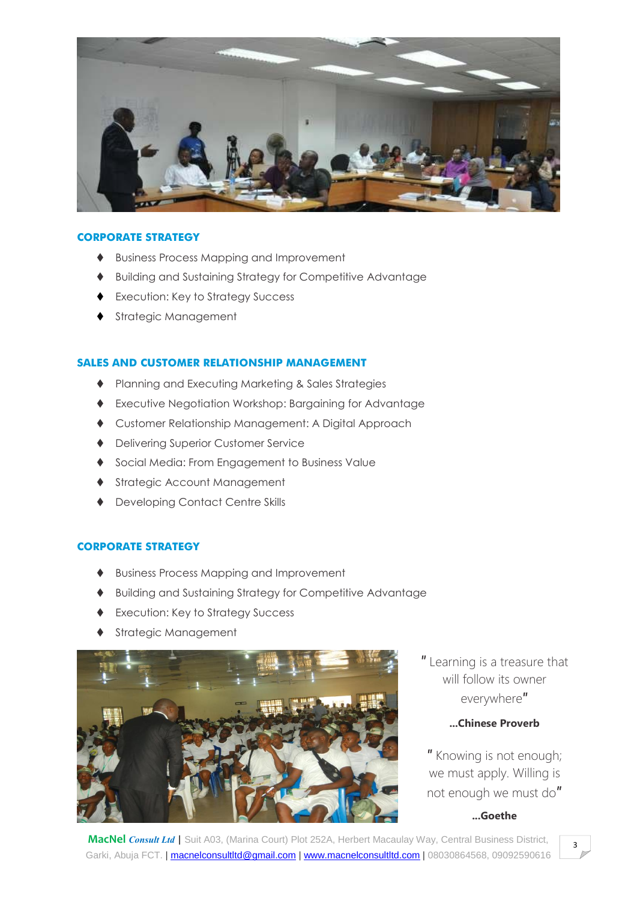## CORPORATE STRATEGY

- Business Process Mapping and Improvement
- Building and Sustaining Strategy for Competitive Advantage
- Execution: Key to Strategy Success
- Strategic Management

## SALES AND CUSTOMER RELATIONSHIP MANAGEMENT

- Planning and Executing Marketing & Sales Strategies
- Executive Negotiation Workshop: Bargaining for Advantage
- Customer Relationship Management: A Digital Approach
- Delivering Superior Customer Service
- Social Media: From Engagement to Business Value
- Strategic Account Management
- Developing Contact Centre Skills

## CORPORATE STRATEGY

- Business Process Mapping and Improvement
- Building and Sustaining Strategy for Competitive Advantage
- Execution: Key to Strategy Success
- Strategic Management

" Learning is a treasure that will follow its owner everywhere"

**...Chinese Proverb**

" Knowing is not enough; we must apply. Willing is not enough we must do"

**...Goethe**

**MacNel** ***Consult Ltd*** | Suit A03, (Marina Court) Plot 252A, Herbert Macaulay Way, Central Business District, Garki, Abuja FCT. | macnelconsultltd@gmail.com | www.macnelconsultltd.com | 08030864568, 09092590616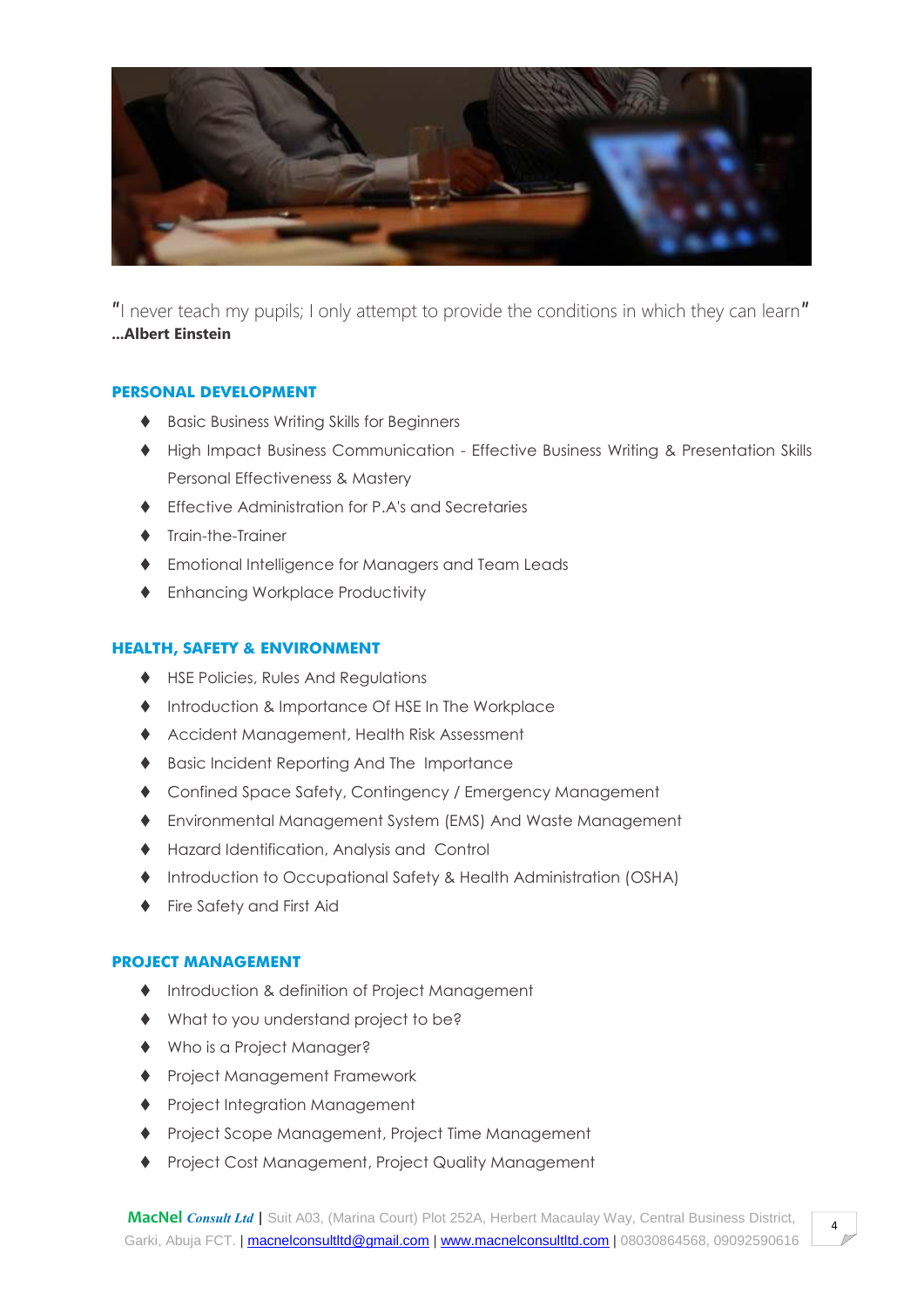"I never teach my pupils; I only attempt to provide the conditions in which they can learn"
**...Albert Einstein**

## PERSONAL DEVELOPMENT

- Basic Business Writing Skills for Beginners
- High Impact Business Communication - Effective Business Writing & Presentation Skills Personal Effectiveness & Mastery
- Effective Administration for P.A's and Secretaries
- Train-the-Trainer
- Emotional Intelligence for Managers and Team Leads
- Enhancing Workplace Productivity

## HEALTH, SAFETY & ENVIRONMENT

- HSE Policies, Rules And Regulations
- Introduction & Importance Of HSE In The Workplace
- Accident Management, Health Risk Assessment
- Basic Incident Reporting And The Importance
- Confined Space Safety, Contingency / Emergency Management
- Environmental Management System (EMS) And Waste Management
- Hazard Identification, Analysis and Control
- Introduction to Occupational Safety & Health Administration (OSHA)
- Fire Safety and First Aid

## PROJECT MANAGEMENT

- Introduction & definition of Project Management
- What to you understand project to be?
- Who is a Project Manager?
- Project Management Framework
- Project Integration Management
- Project Scope Management, Project Time Management
- Project Cost Management, Project Quality Management

**MacNel** ***Consult Ltd*** | Suit A03, (Marina Court) Plot 252A, Herbert Macaulay Way, Central Business District, Garki, Abuja FCT. | macnelconsultltd@gmail.com | www.macnelconsultltd.com | 08030864568, 09092590616